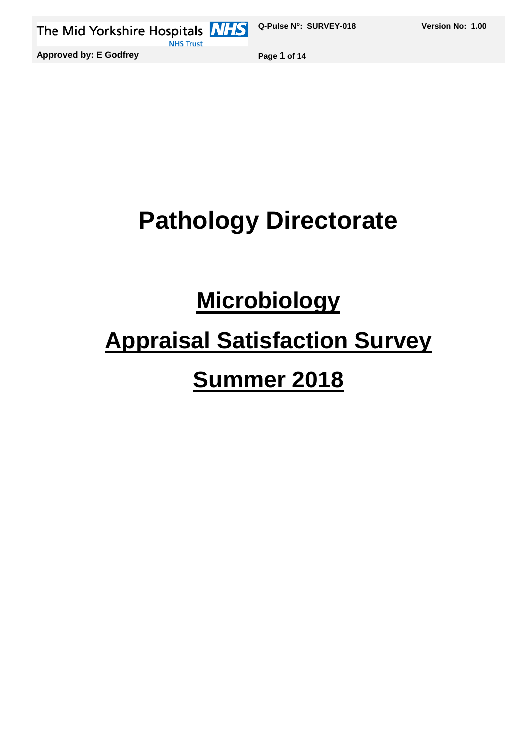# Pathology Directorate

## Microbiology

## Appraisal Satisfaction Survey

## Summer 2018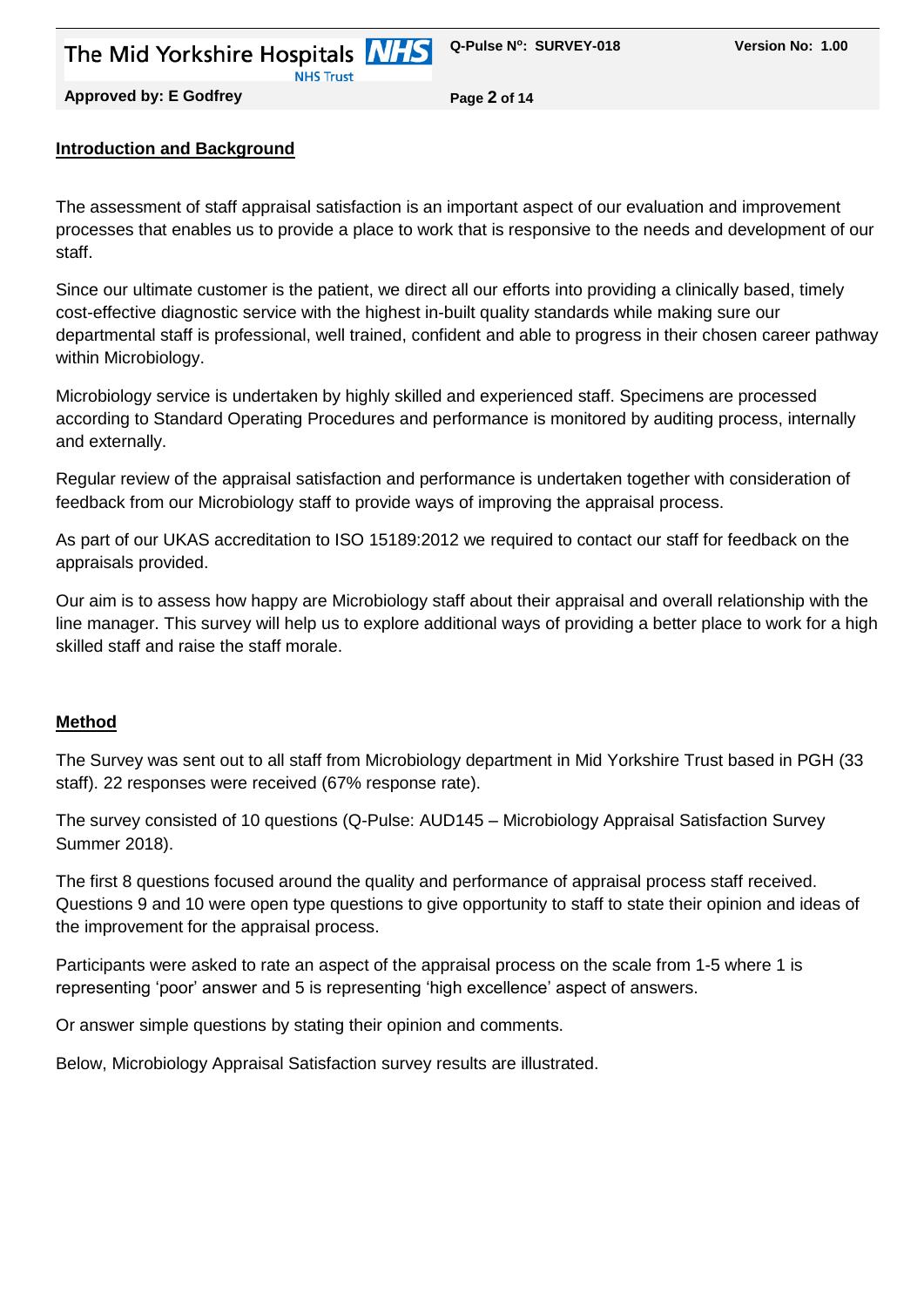## Introduction and Background

The assessment of staff appraisal satisfaction is an important aspect of our evaluation and improvement processes that enables us to provide a place to work that is responsive to the needs and development of our staff.

Since our ultimate customer is the patient, we direct all our efforts into providing a clinically based, timely cost-effective diagnostic service with the highest in-built quality standards while making sure our departmental staff is professional, well trained, confident and able to progress in their chosen career pathway within Microbiology.

Microbiology service is undertaken by highly skilled and experienced staff. Specimens are processed according to Standard Operating Procedures and performance is monitored by auditing process, internally and externally.

Regular review of the appraisal satisfaction and performance is undertaken together with consideration of feedback from our Microbiology staff to provide ways of improving the appraisal process.

As part of our UKAS accreditation to ISO 15189:2012 we required to contact our staff for feedback on the appraisals provided.

Our aim is to assess how happy are Microbiology staff about their appraisal and overall relationship with the line manager. This survey will help us to explore additional ways of providing a better place to work for a high skilled staff and raise the staff morale.

## Method

The Survey was sent out to all staff from Microbiology department in Mid Yorkshire Trust based in PGH (33 staff). 22 responses were received (67% response rate).

The survey consisted of 10 questions (Q-Pulse: AUD145 – Microbiology Appraisal Satisfaction Survey Summer 2018).

The first 8 questions focused around the quality and performance of appraisal process staff received. Questions 9 and 10 were open type questions to give opportunity to staff to state their opinion and ideas of the improvement for the appraisal process.

Participants were asked to rate an aspect of the appraisal process on the scale from 1-5 where 1 is representing 'poor' answer and 5 is representing 'high excellence' aspect of answers.

Or answer simple questions by stating their opinion and comments.

Below, Microbiology Appraisal Satisfaction survey results are illustrated.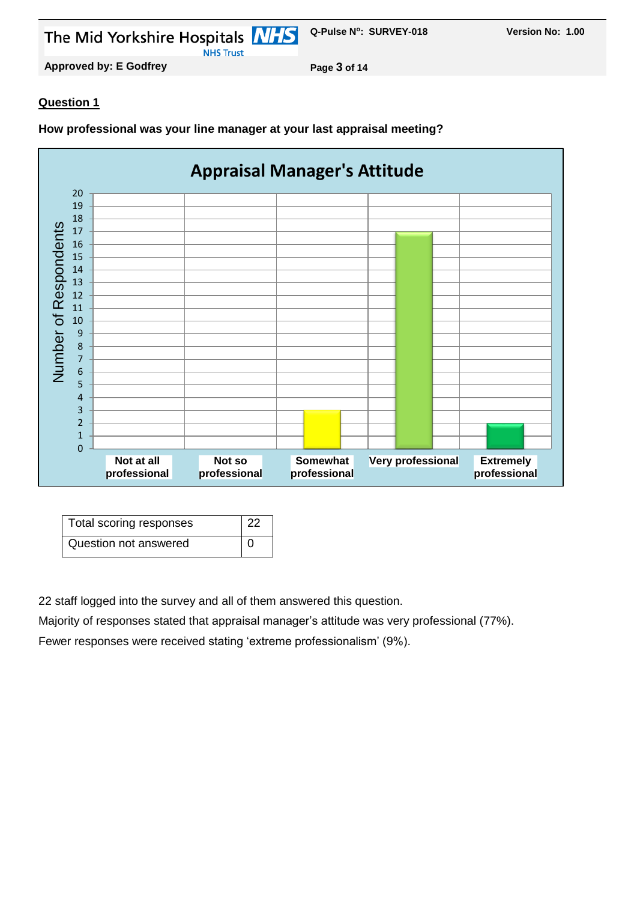## Question 1

**How professional was your line manager at your last appraisal meeting?**

| Total scoring responses | 22 |
|---|---|
| Question not answered | 0 |

22 staff logged into the survey and all of them answered this question.

Majority of responses stated that appraisal manager's attitude was very professional (77%).

Fewer responses were received stating 'extreme professionalism' (9%).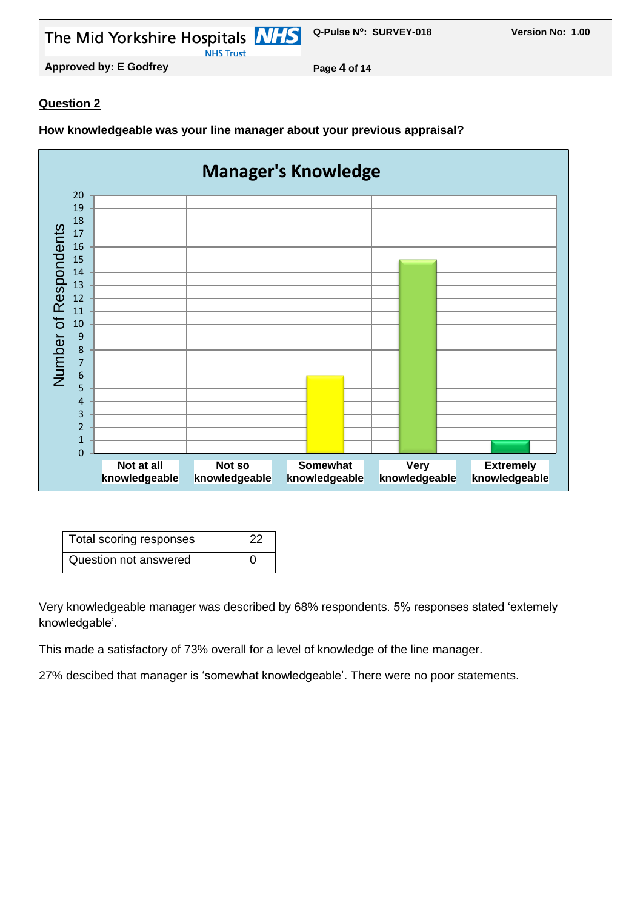## Question 2

**How knowledgeable was your line manager about your previous appraisal?**

| Total scoring responses | 22 |
|---|---|
| Question not answered | 0 |

Very knowledgeable manager was described by 68% respondents. 5% responses stated ‘extemely knowledgable’.

This made a satisfactory of 73% overall for a level of knowledge of the line manager.

27% descibed that manager is ‘somewhat knowledgeable’. There were no poor statements.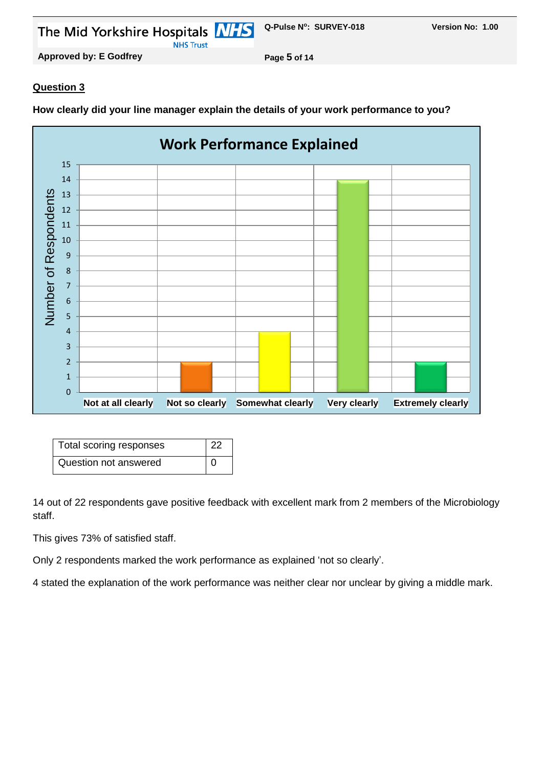**Question 3**

**How clearly did your line manager explain the details of your work performance to you?**

| Total scoring responses | 22 |
| --- | --- |
| Question not answered | 0 |

14 out of 22 respondents gave positive feedback with excellent mark from 2 members of the Microbiology staff.

This gives 73% of satisfied staff.

Only 2 respondents marked the work performance as explained ‘not so clearly’.

4 stated the explanation of the work performance was neither clear nor unclear by giving a middle mark.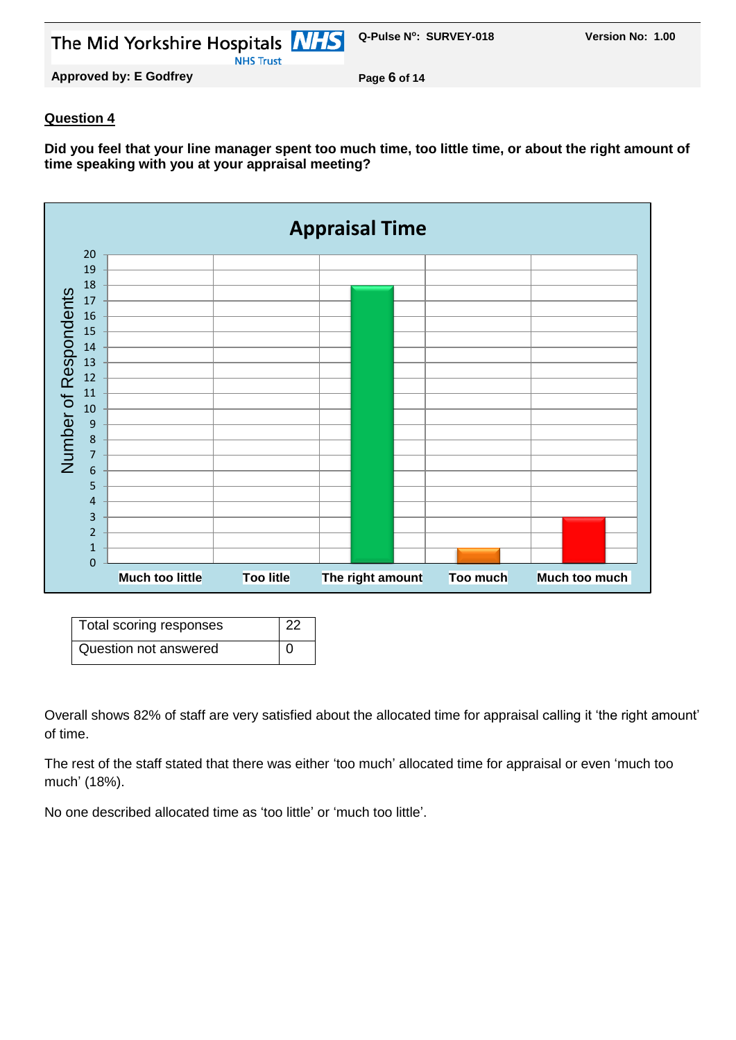## Question 4

**Did you feel that your line manager spent too much time, too little time, or about the right amount of time speaking with you at your appraisal meeting?**

| Total scoring responses | 22 |
|---|---|
| Question not answered | 0 |

Overall shows 82% of staff are very satisfied about the allocated time for appraisal calling it 'the right amount' of time.

The rest of the staff stated that there was either 'too much' allocated time for appraisal or even 'much too much' (18%).

No one described allocated time as 'too little' or 'much too little'.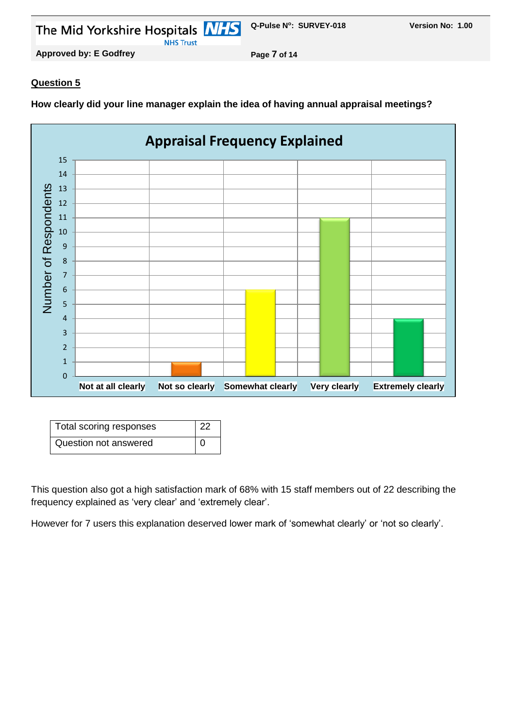## Question 5

**How clearly did your line manager explain the idea of having annual appraisal meetings?**

**Appraisal Frequency Explained**

| Response | Number of Respondents |
|---|---|
| Not at all clearly | 0 |
| Not so clearly | 1 |
| Somewhat clearly | 6 |
| Very clearly | 11 |
| Extremely clearly | 4 |

| Total scoring responses | 22 |
|---|---|
| Question not answered | 0 |

This question also got a high satisfaction mark of 68% with 15 staff members out of 22 describing the frequency explained as ‘very clear’ and ‘extremely clear’.

However for 7 users this explanation deserved lower mark of ‘somewhat clearly’ or ‘not so clearly’.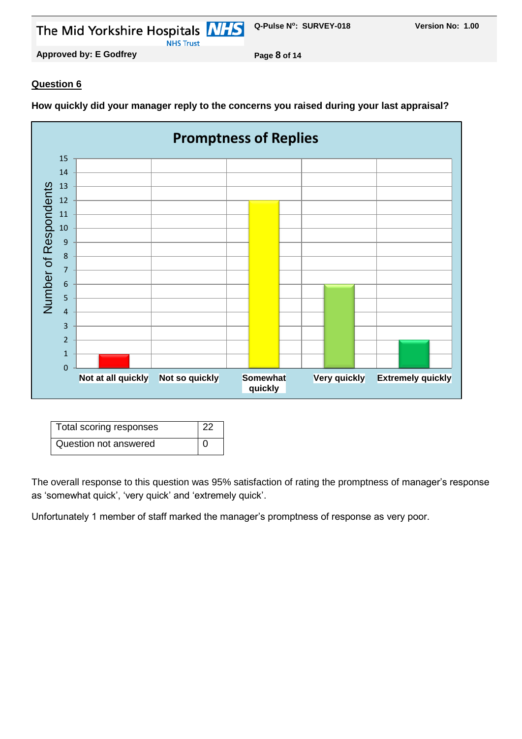## Question 6

**How quickly did your manager reply to the concerns you raised during your last appraisal?**

| Total scoring responses | 22 |
|---|---|
| Question not answered | 0 |

The overall response to this question was 95% satisfaction of rating the promptness of manager's response as 'somewhat quick', 'very quick' and 'extremely quick'.

Unfortunately 1 member of staff marked the manager's promptness of response as very poor.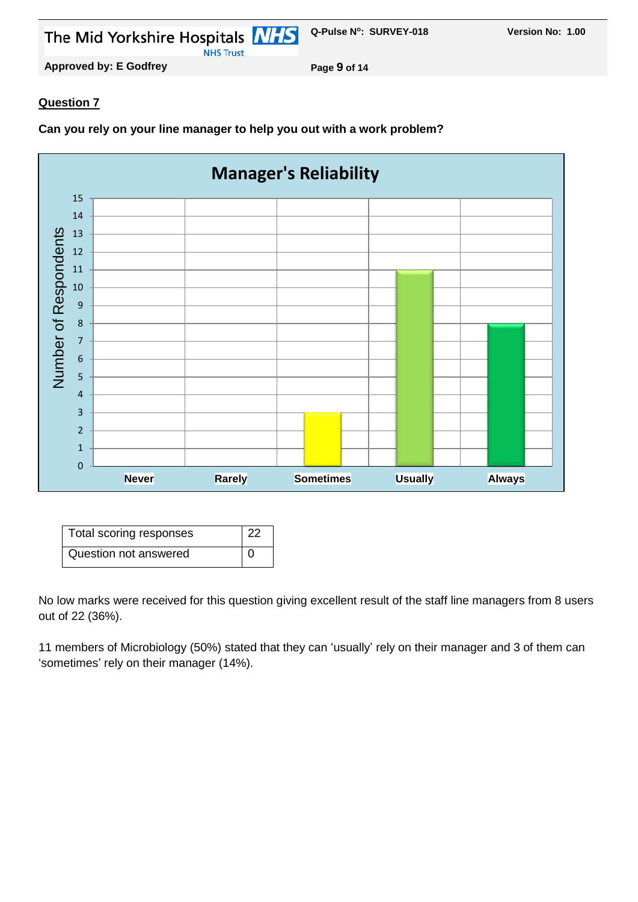## Question 7

**Can you rely on your line manager to help you out with a work problem?**

| Total scoring responses | 22 |
|---|---|
| Question not answered | 0 |

No low marks were received for this question giving excellent result of the staff line managers from 8 users out of 22 (36%).

11 members of Microbiology (50%) stated that they can 'usually' rely on their manager and 3 of them can 'sometimes' rely on their manager (14%).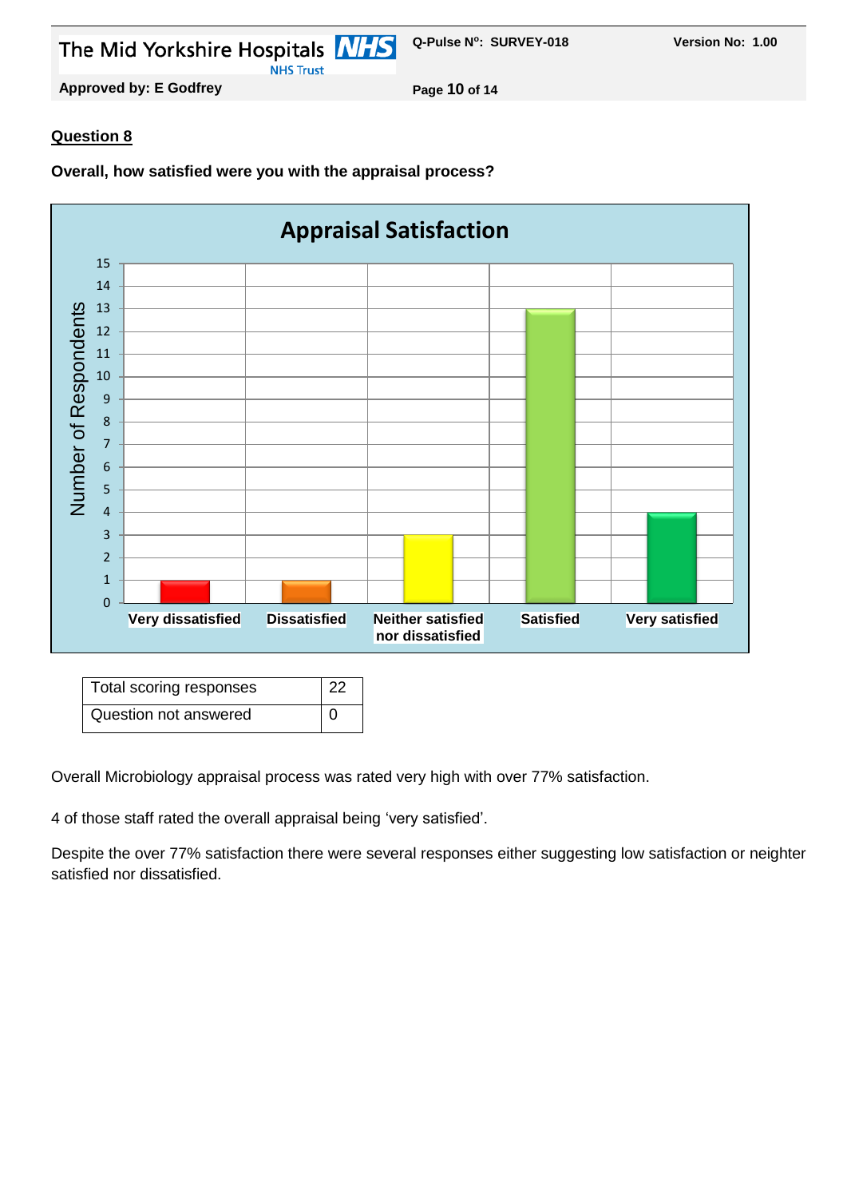## Question 8

**Overall, how satisfied were you with the appraisal process?**

| Total scoring responses | 22 |
|---|---|
| Question not answered | 0 |

Overall Microbiology appraisal process was rated very high with over 77% satisfaction.

4 of those staff rated the overall appraisal being 'very satisfied'.

Despite the over 77% satisfaction there were several responses either suggesting low satisfaction or neighter satisfied nor dissatisfied.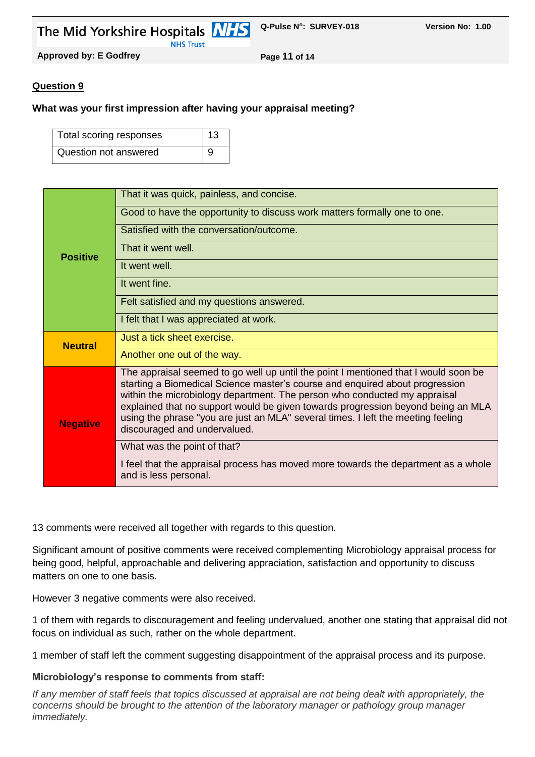**Question 9**

**What was your first impression after having your appraisal meeting?**

| Total scoring responses | 13 |
|---|---|
| Question not answered | 9 |

| Category | Comment |
|---|---|
| **Positive** | That it was quick, painless, and concise. |
| | Good to have the opportunity to discuss work matters formally one to one. |
| | Satisfied with the conversation/outcome. |
| | That it went well. |
| | It went well. |
| | It went fine. |
| | Felt satisfied and my questions answered. |
| | I felt that I was appreciated at work. |
| **Neutral** | Just a tick sheet exercise. |
| | Another one out of the way. |
| **Negative** | The appraisal seemed to go well up until the point I mentioned that I would soon be starting a Biomedical Science master's course and enquired about progression within the microbiology department. The person who conducted my appraisal explained that no support would be given towards progression beyond being an MLA using the phrase "you are just an MLA" several times. I left the meeting feeling discouraged and undervalued. |
| | What was the point of that? |
| | I feel that the appraisal process has moved more towards the department as a whole and is less personal. |

13 comments were received all together with regards to this question.

Significant amount of positive comments were received complementing Microbiology appraisal process for being good, helpful, approachable and delivering appraciation, satisfaction and opportunity to discuss matters on one to one basis.

However 3 negative comments were also received.

1 of them with regards to discouragement and feeling undervalued, another one stating that appraisal did not focus on individual as such, rather on the whole department.

1 member of staff left the comment suggesting disappointment of the appraisal process and its purpose.

**Microbiology's response to comments from staff:**

*If any member of staff feels that topics discussed at appraisal are not being dealt with appropriately, the concerns should be brought to the attention of the laboratory manager or pathology group manager immediately.*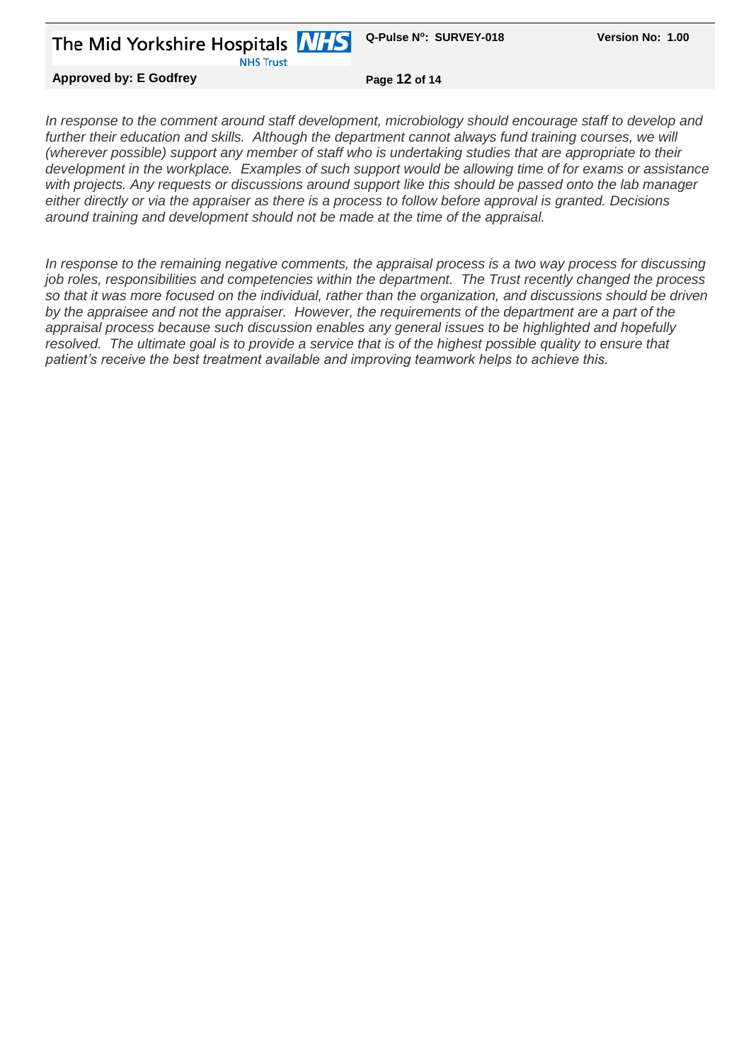*In response to the comment around staff development, microbiology should encourage staff to develop and further their education and skills. Although the department cannot always fund training courses, we will (wherever possible) support any member of staff who is undertaking studies that are appropriate to their development in the workplace. Examples of such support would be allowing time of for exams or assistance with projects. Any requests or discussions around support like this should be passed onto the lab manager either directly or via the appraiser as there is a process to follow before approval is granted. Decisions around training and development should not be made at the time of the appraisal.*

*In response to the remaining negative comments, the appraisal process is a two way process for discussing job roles, responsibilities and competencies within the department. The Trust recently changed the process so that it was more focused on the individual, rather than the organization, and discussions should be driven by the appraisee and not the appraiser. However, the requirements of the department are a part of the appraisal process because such discussion enables any general issues to be highlighted and hopefully resolved. The ultimate goal is to provide a service that is of the highest possible quality to ensure that patient's receive the best treatment available and improving teamwork helps to achieve this.*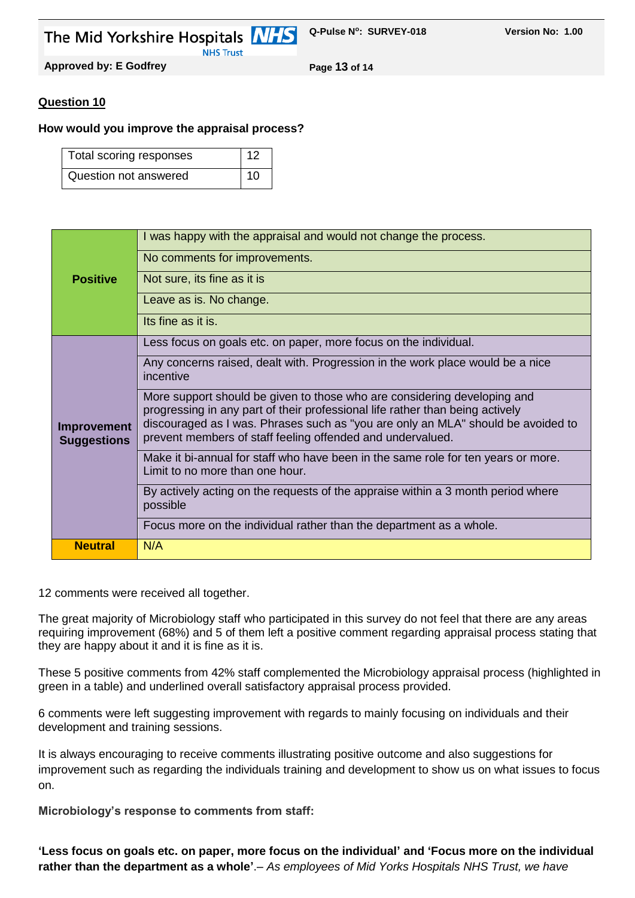**Question 10**

**How would you improve the appraisal process?**

| Total scoring responses | 12 |
|---|---|
| Question not answered | 10 |

| | |
|---|---|
| **Positive** | I was happy with the appraisal and would not change the process. |
| | No comments for improvements. |
| | Not sure, its fine as it is |
| | Leave as is. No change. |
| | Its fine as it is. |
| **Improvement Suggestions** | Less focus on goals etc. on paper, more focus on the individual. |
| | Any concerns raised, dealt with. Progression in the work place would be a nice incentive |
| | More support should be given to those who are considering developing and progressing in any part of their professional life rather than being actively discouraged as I was. Phrases such as "you are only an MLA" should be avoided to prevent members of staff feeling offended and undervalued. |
| | Make it bi-annual for staff who have been in the same role for ten years or more. Limit to no more than one hour. |
| | By actively acting on the requests of the appraise within a 3 month period where possible |
| | Focus more on the individual rather than the department as a whole. |
| **Neutral** | N/A |

12 comments were received all together.

The great majority of Microbiology staff who participated in this survey do not feel that there are any areas requiring improvement (68%) and 5 of them left a positive comment regarding appraisal process stating that they are happy about it and it is fine as it is.

These 5 positive comments from 42% staff complemented the Microbiology appraisal process (highlighted in green in a table) and underlined overall satisfactory appraisal process provided.

6 comments were left suggesting improvement with regards to mainly focusing on individuals and their development and training sessions.

It is always encouraging to receive comments illustrating positive outcome and also suggestions for improvement such as regarding the individuals training and development to show us on what issues to focus on.

**Microbiology's response to comments from staff:**

**'Less focus on goals etc. on paper, more focus on the individual' and 'Focus more on the individual rather than the department as a whole'**.– *As employees of Mid Yorks Hospitals NHS Trust, we have*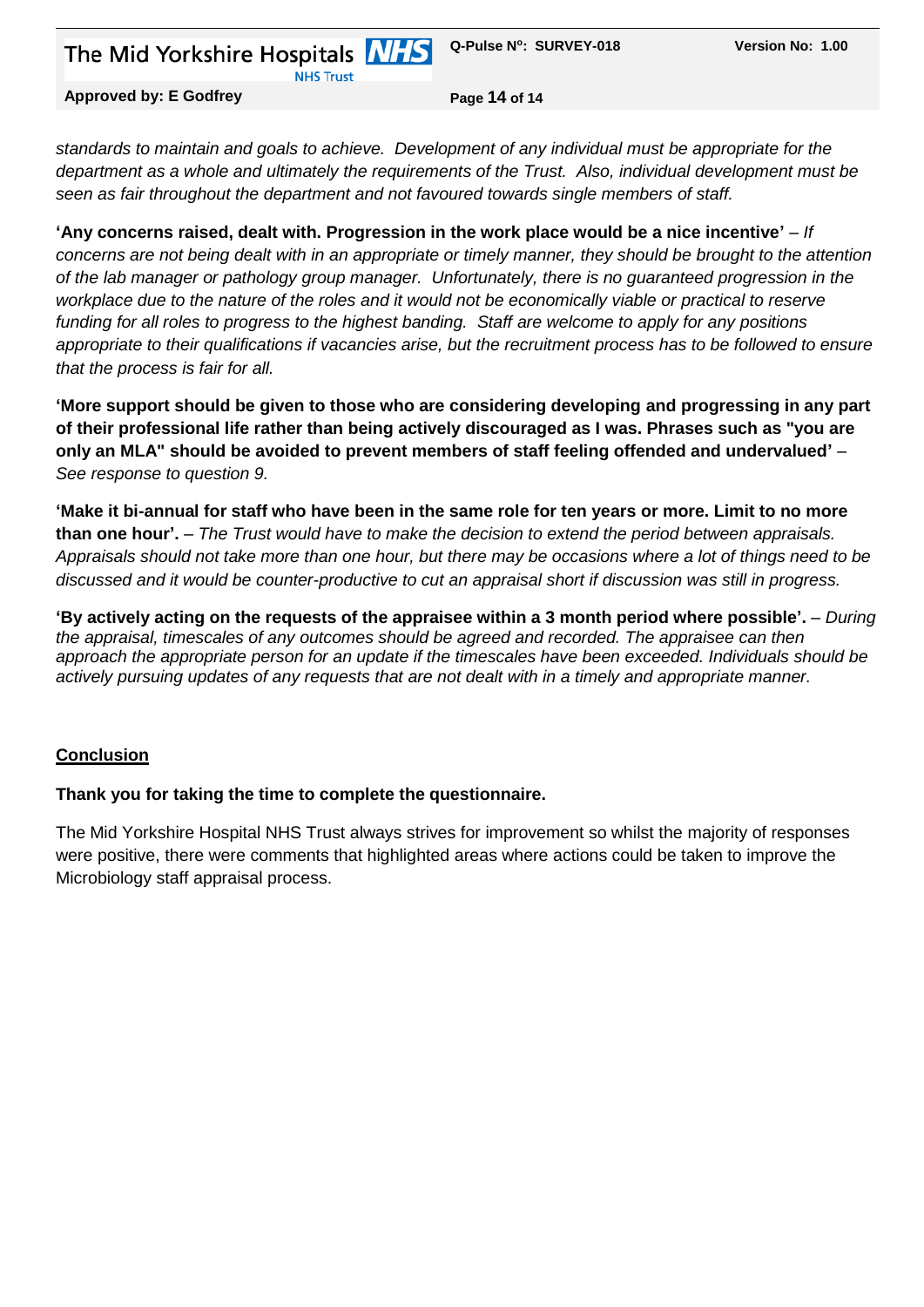*standards to maintain and goals to achieve. Development of any individual must be appropriate for the department as a whole and ultimately the requirements of the Trust. Also, individual development must be seen as fair throughout the department and not favoured towards single members of staff.*

**'Any concerns raised, dealt with. Progression in the work place would be a nice incentive'** – *If concerns are not being dealt with in an appropriate or timely manner, they should be brought to the attention of the lab manager or pathology group manager. Unfortunately, there is no guaranteed progression in the workplace due to the nature of the roles and it would not be economically viable or practical to reserve funding for all roles to progress to the highest banding. Staff are welcome to apply for any positions appropriate to their qualifications if vacancies arise, but the recruitment process has to be followed to ensure that the process is fair for all.*

**'More support should be given to those who are considering developing and progressing in any part of their professional life rather than being actively discouraged as I was. Phrases such as "you are only an MLA" should be avoided to prevent members of staff feeling offended and undervalued'** – *See response to question 9.*

**'Make it bi-annual for staff who have been in the same role for ten years or more. Limit to no more than one hour'.** – *The Trust would have to make the decision to extend the period between appraisals. Appraisals should not take more than one hour, but there may be occasions where a lot of things need to be discussed and it would be counter-productive to cut an appraisal short if discussion was still in progress.*

**'By actively acting on the requests of the appraisee within a 3 month period where possible'.** – *During the appraisal, timescales of any outcomes should be agreed and recorded. The appraisee can then approach the appropriate person for an update if the timescales have been exceeded. Individuals should be actively pursuing updates of any requests that are not dealt with in a timely and appropriate manner.*

## Conclusion

**Thank you for taking the time to complete the questionnaire.**

The Mid Yorkshire Hospital NHS Trust always strives for improvement so whilst the majority of responses were positive, there were comments that highlighted areas where actions could be taken to improve the Microbiology staff appraisal process.